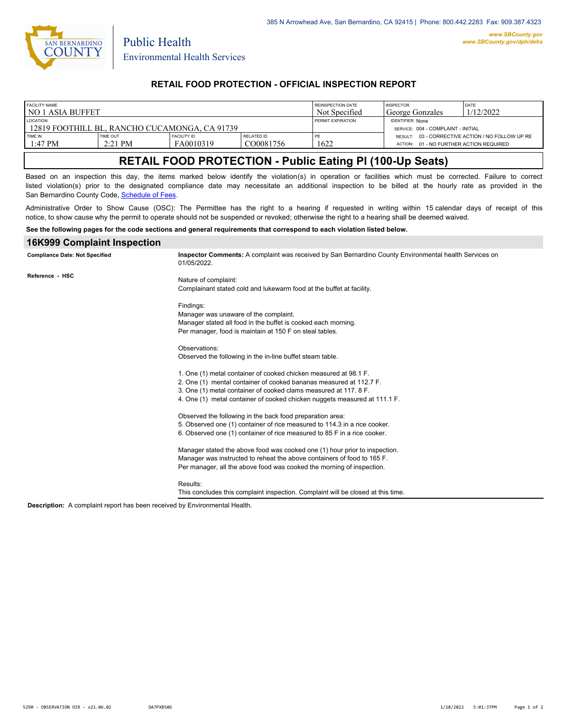385 N Arrowhead Ave, San Bernardino, CA 92415 | Phone: 800.442.2283 Fax: 909.387.4323

www.SBCounty.gov
www.SBCounty.gov/dph/dehs

Public Health
Environmental Health Services

## RETAIL FOOD PROTECTION - OFFICIAL INSPECTION REPORT

| FACILITY NAME | | | | REINSPECTION DATE | INSPECTOR | DATE |
|---|---|---|---|---|---|---|
| NO 1 ASIA BUFFET | | | | Not Specified | George Gonzales | 1/12/2022 |
| LOCATION | | | | PERMIT EXPIRATION | IDENTIFIER: None | |
| 12819 FOOTHILL BL, RANCHO CUCAMONGA, CA 91739 | | | | | SERVICE: 004 - COMPLAINT - INITIAL | |
| TIME IN | TIME OUT | FACILITY ID | RELATED ID | PE | RESULT: 03 - CORRECTIVE ACTION / NO FOLLOW UP RE | |
| 1:47 PM | 2:21 PM | FA0010319 | CO0081756 | 1622 | ACTION: 01 - NO FURTHER ACTION REQUIRED | |

# RETAIL FOOD PROTECTION - Public Eating Pl (100-Up Seats)

Based on an inspection this day, the items marked below identify the violation(s) in operation or facilities which must be corrected. Failure to correct listed violation(s) prior to the designated compliance date may necessitate an additional inspection to be billed at the hourly rate as provided in the San Bernardino County Code, Schedule of Fees.

Administrative Order to Show Cause (OSC): The Permittee has the right to a hearing if requested in writing within 15 calendar days of receipt of this notice, to show cause why the permit to operate should not be suspended or revoked; otherwise the right to a hearing shall be deemed waived.

**See the following pages for the code sections and general requirements that correspond to each violation listed below.**

## 16K999 Complaint Inspection

**Compliance Date: Not Specified**

**Reference - HSC**

**Inspector Comments:** A complaint was received by San Bernardino County Environmental health Services on 01/05/2022.

Nature of complaint:
Complainant stated cold and lukewarm food at the buffet at facility.

Findings:
Manager was unaware of the complaint.
Manager stated all food in the buffet is cooked each morning.
Per manager, food is maintain at 150 F on steal tables.

Observations:
Observed the following in the in-line buffet steam table.

1. One (1) metal container of cooked chicken measured at 98.1 F.
2. One (1) mental container of cooked bananas measured at 112.7 F.
3. One (1) metal container of cooked clams measured at 117. 8 F.
4. One (1) metal container of cooked chicken nuggets measured at 111.1 F.

Observed the following in the back food preparation area:
5. Observed one (1) container of rice measured to 114.3 in a rice cooker.
6. Observed one (1) container of rice measured to 85 F in a rice cooker.

Manager stated the above food was cooked one (1) hour prior to inspection.
Manager was instructed to reheat the above containers of food to 165 F.
Per manager, all the above food was cooked the morning of inspection.

Results:
This concludes this complaint inspection. Complaint will be closed at this time.

**Description:** A complaint report has been received by Environmental Health.

5290 - OBSERVATION OIR - v21.06.02 DA7PXBS0G 1/18/2022 5:01:37PM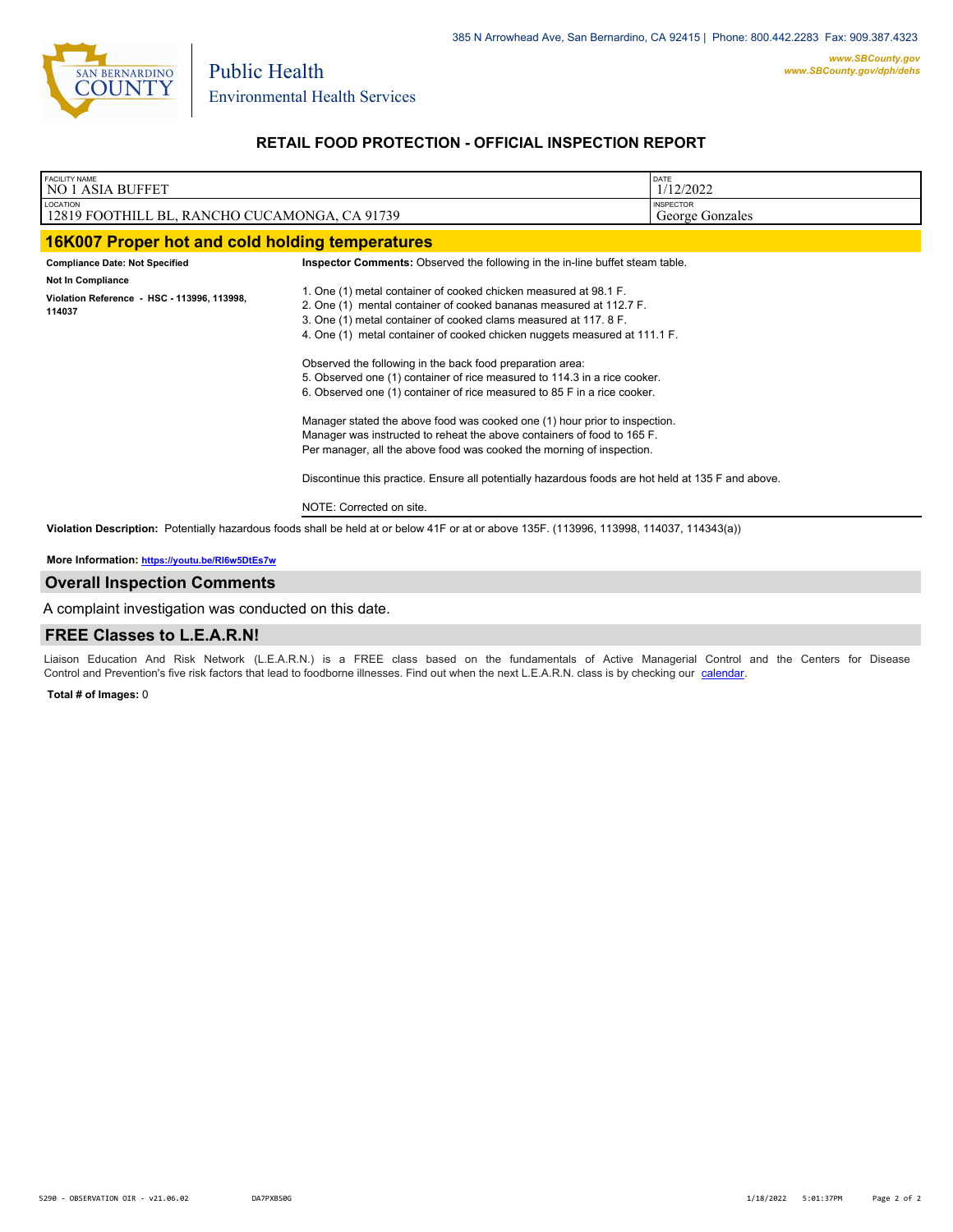Public Health
Environmental Health Services

385 N Arrowhead Ave, San Bernardino, CA 92415 | Phone: 800.442.2283 Fax: 909.387.4323

www.SBCounty.gov
www.SBCounty.gov/dph/dehs

## RETAIL FOOD PROTECTION - OFFICIAL INSPECTION REPORT

| FACILITY NAME | DATE |
| --- | --- |
| NO 1 ASIA BUFFET | 1/12/2022 |
| LOCATION | INSPECTOR |
| 12819 FOOTHILL BL, RANCHO CUCAMONGA, CA 91739 | George Gonzales |

## 16K007 Proper hot and cold holding temperatures

**Compliance Date: Not Specified**

**Not In Compliance**

**Violation Reference - HSC - 113996, 113998, 114037**

**Inspector Comments:** Observed the following in the in-line buffet steam table.

1. One (1) metal container of cooked chicken measured at 98.1 F.
2. One (1) mental container of cooked bananas measured at 112.7 F.
3. One (1) metal container of cooked clams measured at 117. 8 F.
4. One (1) metal container of cooked chicken nuggets measured at 111.1 F.

Observed the following in the back food preparation area:
5. Observed one (1) container of rice measured to 114.3 in a rice cooker.
6. Observed one (1) container of rice measured to 85 F in a rice cooker.

Manager stated the above food was cooked one (1) hour prior to inspection.
Manager was instructed to reheat the above containers of food to 165 F.
Per manager, all the above food was cooked the morning of inspection.

Discontinue this practice. Ensure all potentially hazardous foods are hot held at 135 F and above.

NOTE: Corrected on site.

**Violation Description:** Potentially hazardous foods shall be held at or below 41F or at or above 135F. (113996, 113998, 114037, 114343(a))

**More Information:** https://youtu.be/RI6w5DtEs7w

## Overall Inspection Comments

A complaint investigation was conducted on this date.

## FREE Classes to L.E.A.R.N!

Liaison Education And Risk Network (L.E.A.R.N.) is a FREE class based on the fundamentals of Active Managerial Control and the Centers for Disease Control and Prevention's five risk factors that lead to foodborne illnesses. Find out when the next L.E.A.R.N. class is by checking our calendar.

**Total # of Images:** 0

5290 - OBSERVATION OIR - v21.06.02 DA7PXBS0G 1/18/2022 5:01:37PM